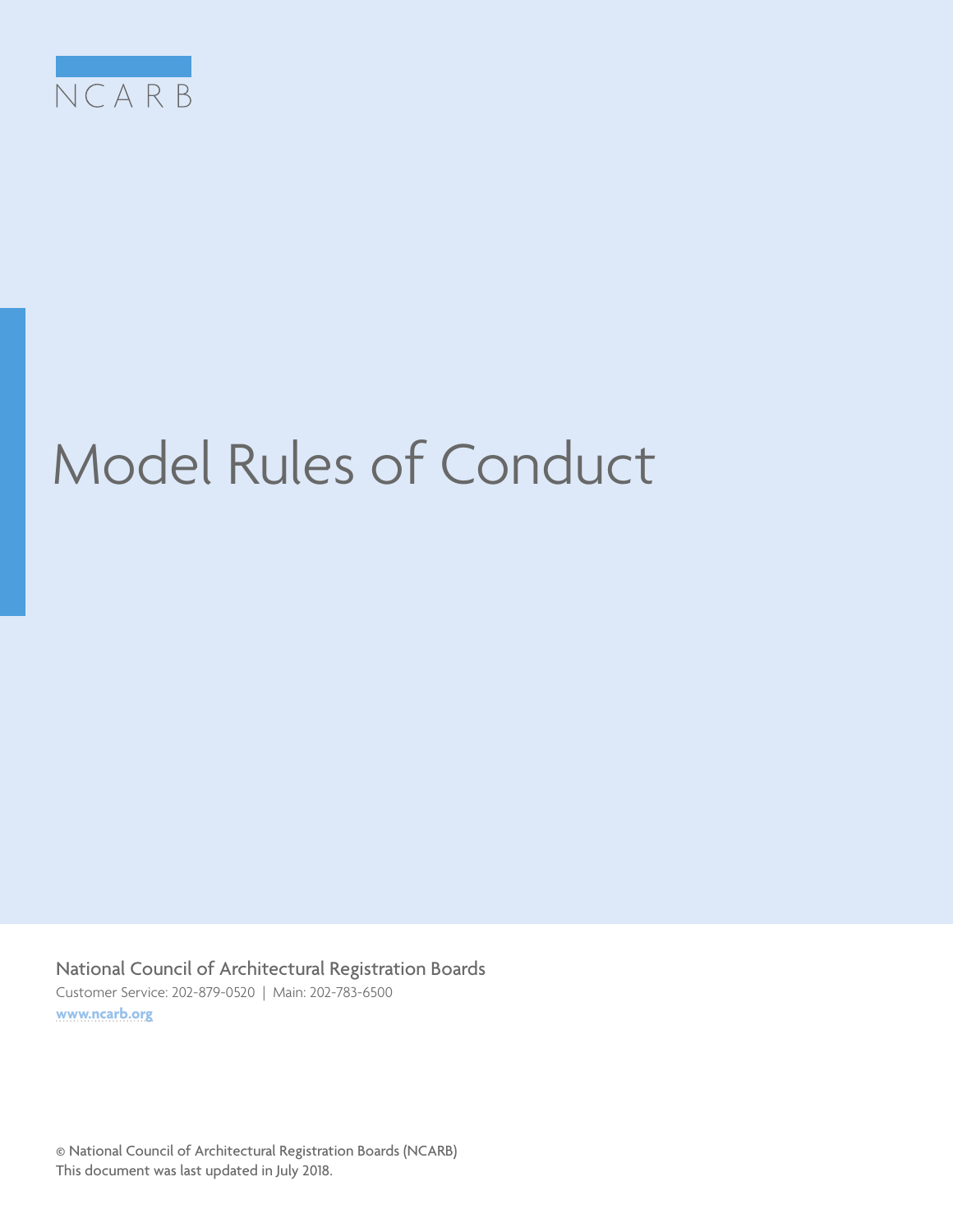NCARB

# Model Rules of Conduct

National Council of Architectural Registration Boards

Customer Service: 202-879-0520 | Main: 202-783-6500

www.ncarb.org

© National Council of Architectural Registration Boards (NCARB)

This document was last updated in July 2018.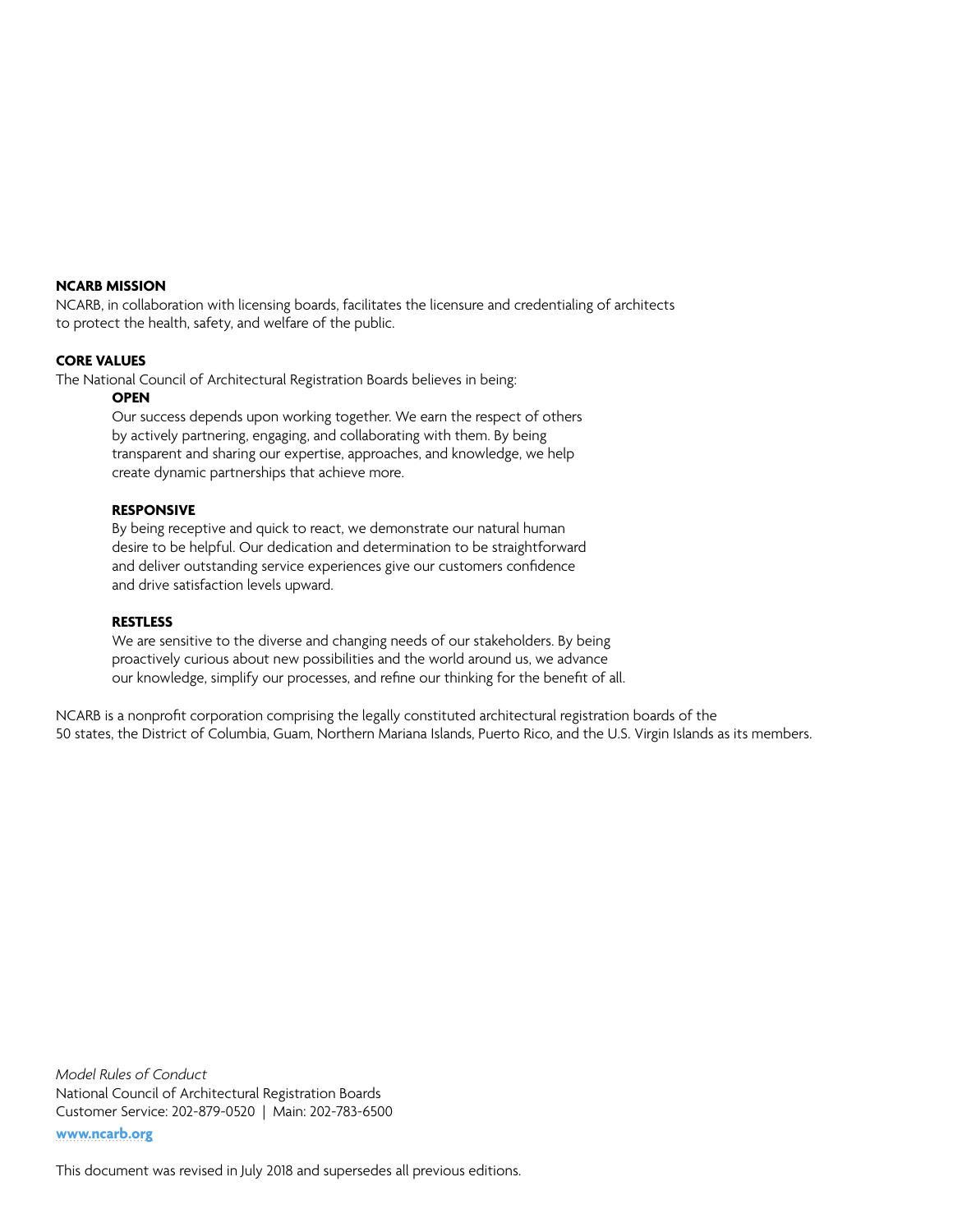**NCARB MISSION**

NCARB, in collaboration with licensing boards, facilitates the licensure and credentialing of architects to protect the health, safety, and welfare of the public.

**CORE VALUES**

The National Council of Architectural Registration Boards believes in being:

**OPEN**

Our success depends upon working together. We earn the respect of others by actively partnering, engaging, and collaborating with them. By being transparent and sharing our expertise, approaches, and knowledge, we help create dynamic partnerships that achieve more.

**RESPONSIVE**

By being receptive and quick to react, we demonstrate our natural human desire to be helpful. Our dedication and determination to be straightforward and deliver outstanding service experiences give our customers confidence and drive satisfaction levels upward.

**RESTLESS**

We are sensitive to the diverse and changing needs of our stakeholders. By being proactively curious about new possibilities and the world around us, we advance our knowledge, simplify our processes, and refine our thinking for the benefit of all.

NCARB is a nonprofit corporation comprising the legally constituted architectural registration boards of the 50 states, the District of Columbia, Guam, Northern Mariana Islands, Puerto Rico, and the U.S. Virgin Islands as its members.

*Model Rules of Conduct*
National Council of Architectural Registration Boards
Customer Service: 202-879-0520 | Main: 202-783-6500

**www.ncarb.org**

This document was revised in July 2018 and supersedes all previous editions.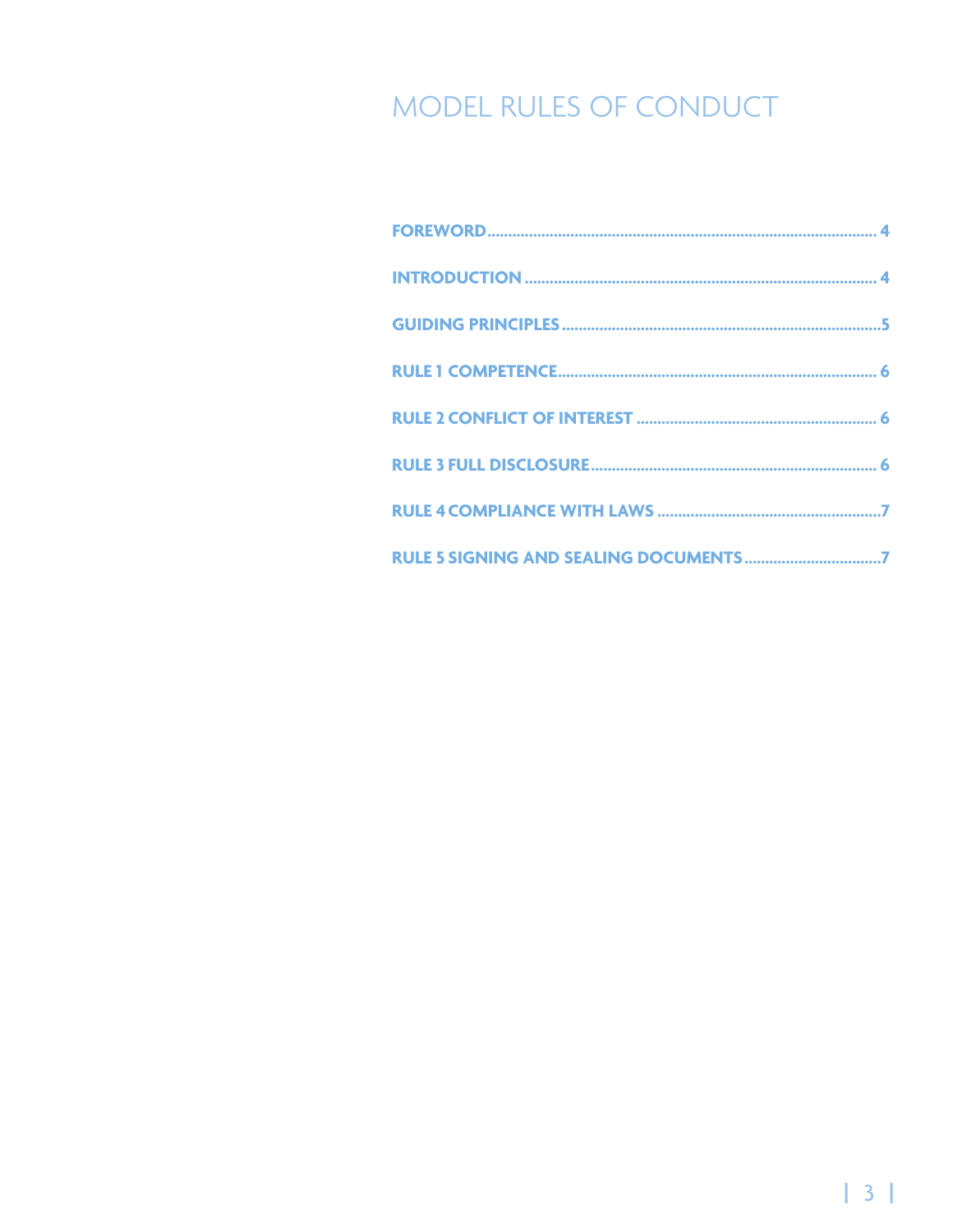# MODEL RULES OF CONDUCT

**FOREWORD** ........................................................................................ 4

**INTRODUCTION** ................................................................................. 4

**GUIDING PRINCIPLES** ........................................................................5

**RULE 1 COMPETENCE**......................................................................... 6

**RULE 2 CONFLICT OF INTEREST** ....................................................... 6

**RULE 3 FULL DISCLOSURE**.................................................................. 6

**RULE 4 COMPLIANCE WITH LAWS** ....................................................7

**RULE 5 SIGNING AND SEALING DOCUMENTS**...............................7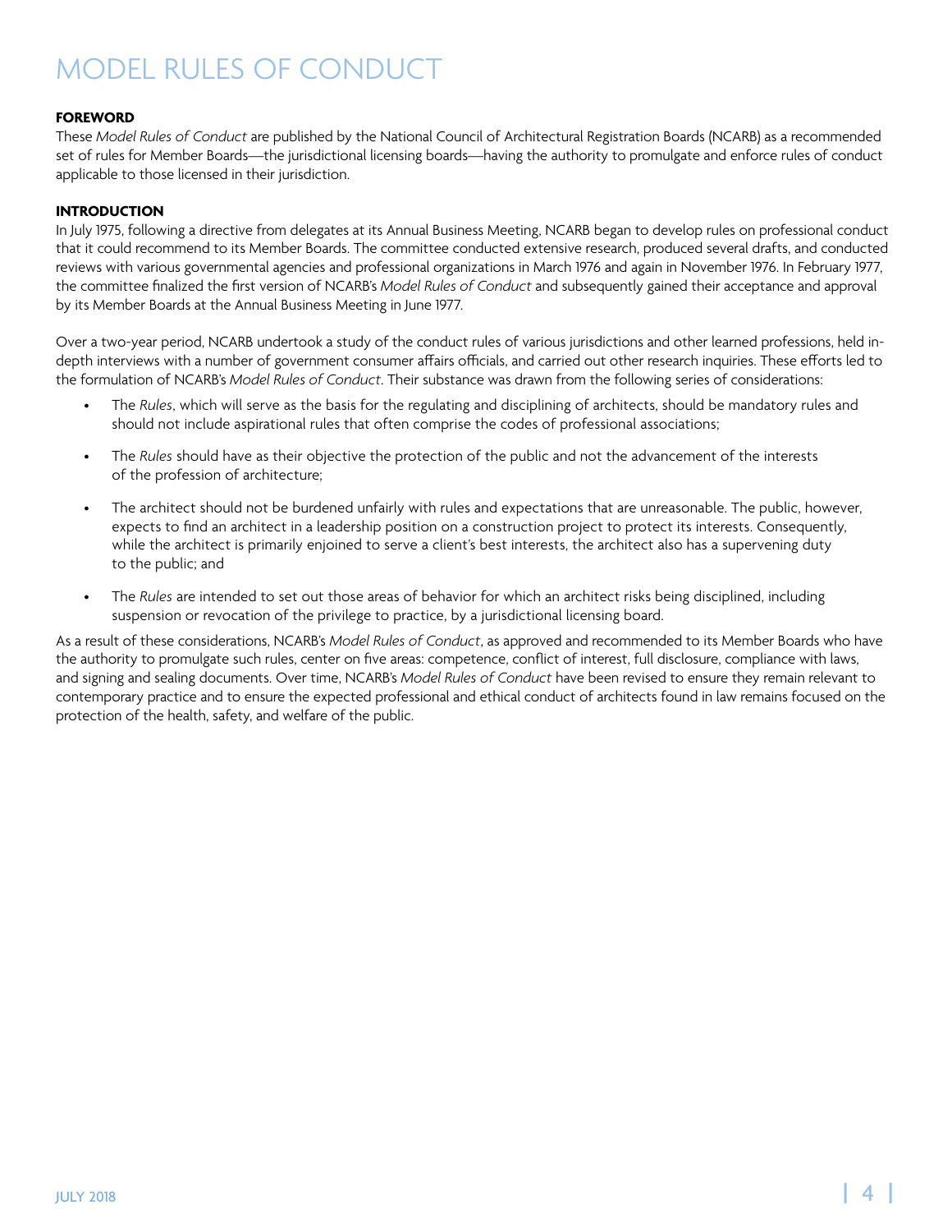# MODEL RULES OF CONDUCT

**FOREWORD**

These *Model Rules of Conduct* are published by the National Council of Architectural Registration Boards (NCARB) as a recommended set of rules for Member Boards—the jurisdictional licensing boards—having the authority to promulgate and enforce rules of conduct applicable to those licensed in their jurisdiction.

**INTRODUCTION**

In July 1975, following a directive from delegates at its Annual Business Meeting, NCARB began to develop rules on professional conduct that it could recommend to its Member Boards. The committee conducted extensive research, produced several drafts, and conducted reviews with various governmental agencies and professional organizations in March 1976 and again in November 1976. In February 1977, the committee finalized the first version of NCARB's *Model Rules of Conduct* and subsequently gained their acceptance and approval by its Member Boards at the Annual Business Meeting in June 1977.

Over a two-year period, NCARB undertook a study of the conduct rules of various jurisdictions and other learned professions, held in-depth interviews with a number of government consumer affairs officials, and carried out other research inquiries. These efforts led to the formulation of NCARB's *Model Rules of Conduct*. Their substance was drawn from the following series of considerations:

- The *Rules*, which will serve as the basis for the regulating and disciplining of architects, should be mandatory rules and should not include aspirational rules that often comprise the codes of professional associations;
- The *Rules* should have as their objective the protection of the public and not the advancement of the interests of the profession of architecture;
- The architect should not be burdened unfairly with rules and expectations that are unreasonable. The public, however, expects to find an architect in a leadership position on a construction project to protect its interests. Consequently, while the architect is primarily enjoined to serve a client's best interests, the architect also has a supervening duty to the public; and
- The *Rules* are intended to set out those areas of behavior for which an architect risks being disciplined, including suspension or revocation of the privilege to practice, by a jurisdictional licensing board.

As a result of these considerations, NCARB's *Model Rules of Conduct*, as approved and recommended to its Member Boards who have the authority to promulgate such rules, center on five areas: competence, conflict of interest, full disclosure, compliance with laws, and signing and sealing documents. Over time, NCARB's *Model Rules of Conduct* have been revised to ensure they remain relevant to contemporary practice and to ensure the expected professional and ethical conduct of architects found in law remains focused on the protection of the health, safety, and welfare of the public.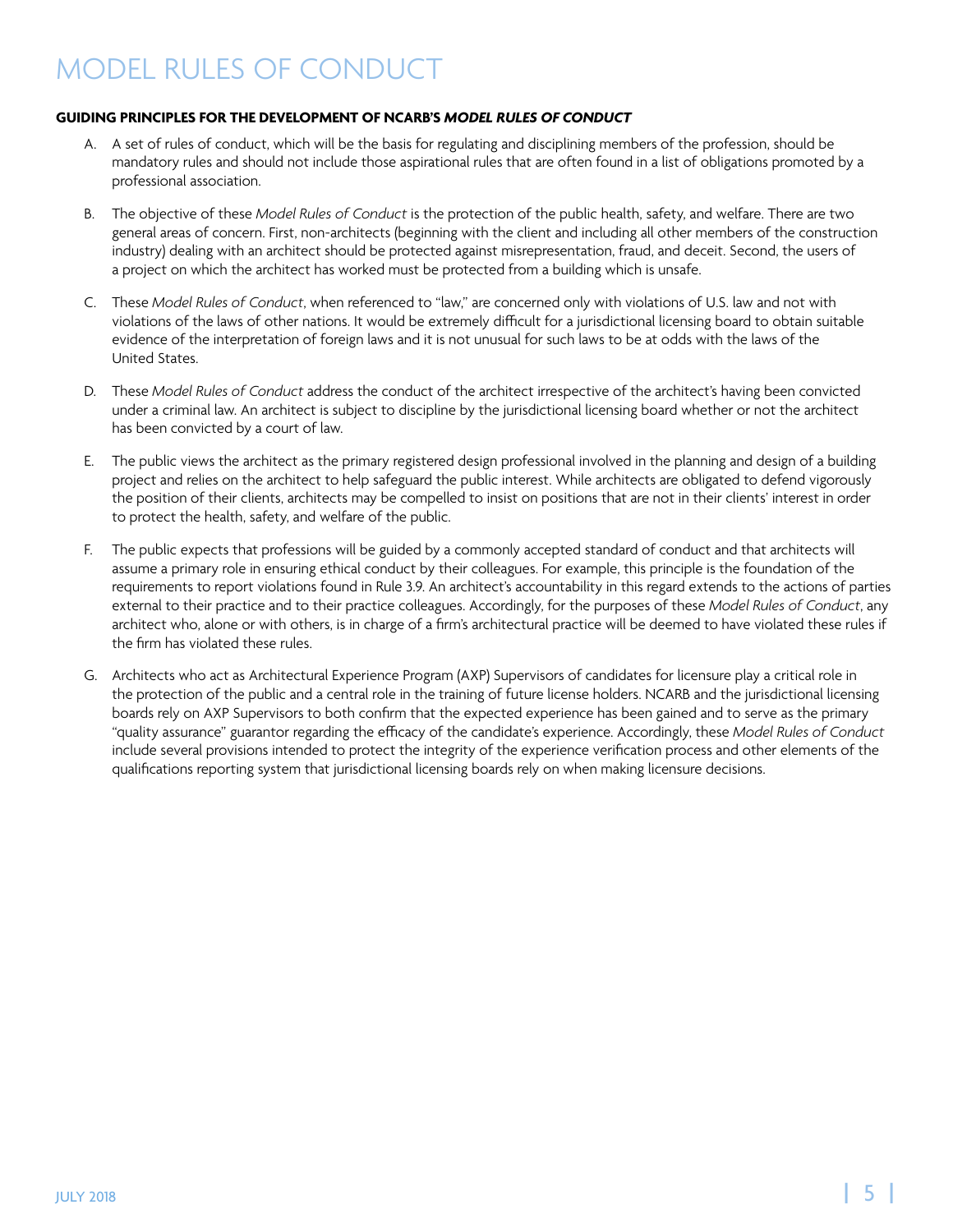# MODEL RULES OF CONDUCT

**GUIDING PRINCIPLES FOR THE DEVELOPMENT OF NCARB'S *MODEL RULES OF CONDUCT***

A. A set of rules of conduct, which will be the basis for regulating and disciplining members of the profession, should be mandatory rules and should not include those aspirational rules that are often found in a list of obligations promoted by a professional association.

B. The objective of these *Model Rules of Conduct* is the protection of the public health, safety, and welfare. There are two general areas of concern. First, non-architects (beginning with the client and including all other members of the construction industry) dealing with an architect should be protected against misrepresentation, fraud, and deceit. Second, the users of a project on which the architect has worked must be protected from a building which is unsafe.

C. These *Model Rules of Conduct*, when referenced to "law," are concerned only with violations of U.S. law and not with violations of the laws of other nations. It would be extremely difficult for a jurisdictional licensing board to obtain suitable evidence of the interpretation of foreign laws and it is not unusual for such laws to be at odds with the laws of the United States.

D. These *Model Rules of Conduct* address the conduct of the architect irrespective of the architect's having been convicted under a criminal law. An architect is subject to discipline by the jurisdictional licensing board whether or not the architect has been convicted by a court of law.

E. The public views the architect as the primary registered design professional involved in the planning and design of a building project and relies on the architect to help safeguard the public interest. While architects are obligated to defend vigorously the position of their clients, architects may be compelled to insist on positions that are not in their clients' interest in order to protect the health, safety, and welfare of the public.

F. The public expects that professions will be guided by a commonly accepted standard of conduct and that architects will assume a primary role in ensuring ethical conduct by their colleagues. For example, this principle is the foundation of the requirements to report violations found in Rule 3.9. An architect's accountability in this regard extends to the actions of parties external to their practice and to their practice colleagues. Accordingly, for the purposes of these *Model Rules of Conduct*, any architect who, alone or with others, is in charge of a firm's architectural practice will be deemed to have violated these rules if the firm has violated these rules.

G. Architects who act as Architectural Experience Program (AXP) Supervisors of candidates for licensure play a critical role in the protection of the public and a central role in the training of future license holders. NCARB and the jurisdictional licensing boards rely on AXP Supervisors to both confirm that the expected experience has been gained and to serve as the primary "quality assurance" guarantor regarding the efficacy of the candidate's experience. Accordingly, these *Model Rules of Conduct* include several provisions intended to protect the integrity of the experience verification process and other elements of the qualifications reporting system that jurisdictional licensing boards rely on when making licensure decisions.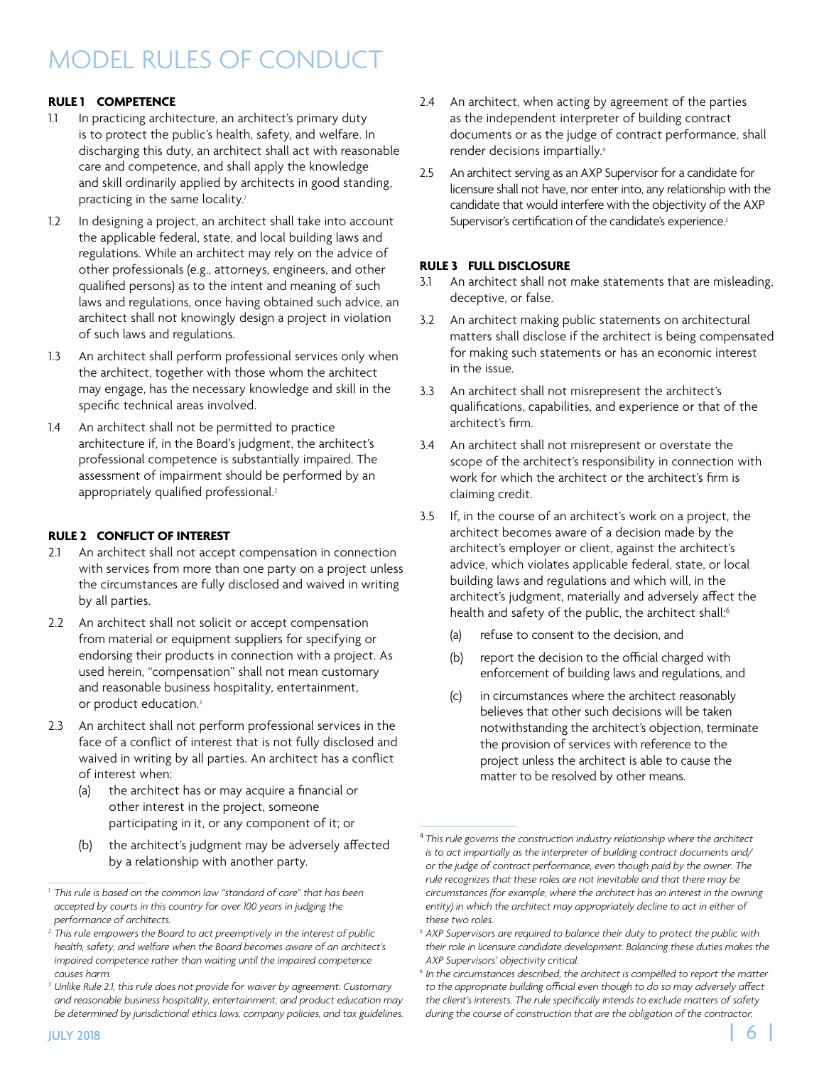# MODEL RULES OF CONDUCT

## RULE 1 COMPETENCE

1.1 In practicing architecture, an architect's primary duty is to protect the public's health, safety, and welfare. In discharging this duty, an architect shall act with reasonable care and competence, and shall apply the knowledge and skill ordinarily applied by architects in good standing, practicing in the same locality.[1]

1.2 In designing a project, an architect shall take into account the applicable federal, state, and local building laws and regulations. While an architect may rely on the advice of other professionals (e.g., attorneys, engineers, and other qualified persons) as to the intent and meaning of such laws and regulations, once having obtained such advice, an architect shall not knowingly design a project in violation of such laws and regulations.

1.3 An architect shall perform professional services only when the architect, together with those whom the architect may engage, has the necessary knowledge and skill in the specific technical areas involved.

1.4 An architect shall not be permitted to practice architecture if, in the Board's judgment, the architect's professional competence is substantially impaired. The assessment of impairment should be performed by an appropriately qualified professional.[2]

## RULE 2 CONFLICT OF INTEREST

2.1 An architect shall not accept compensation in connection with services from more than one party on a project unless the circumstances are fully disclosed and waived in writing by all parties.

2.2 An architect shall not solicit or accept compensation from material or equipment suppliers for specifying or endorsing their products in connection with a project. As used herein, "compensation" shall not mean customary and reasonable business hospitality, entertainment, or product education.[3]

2.3 An architect shall not perform professional services in the face of a conflict of interest that is not fully disclosed and waived in writing by all parties. An architect has a conflict of interest when:

- (a) the architect has or may acquire a financial or other interest in the project, someone participating in it, or any component of it; or
- (b) the architect's judgment may be adversely affected by a relationship with another party.

2.4 An architect, when acting by agreement of the parties as the independent interpreter of building contract documents or as the judge of contract performance, shall render decisions impartially.[4]

2.5 An architect serving as an AXP Supervisor for a candidate for licensure shall not have, nor enter into, any relationship with the candidate that would interfere with the objectivity of the AXP Supervisor's certification of the candidate's experience.[5]

## RULE 3 FULL DISCLOSURE

3.1 An architect shall not make statements that are misleading, deceptive, or false.

3.2 An architect making public statements on architectural matters shall disclose if the architect is being compensated for making such statements or has an economic interest in the issue.

3.3 An architect shall not misrepresent the architect's qualifications, capabilities, and experience or that of the architect's firm.

3.4 An architect shall not misrepresent or overstate the scope of the architect's responsibility in connection with work for which the architect or the architect's firm is claiming credit.

3.5 If, in the course of an architect's work on a project, the architect becomes aware of a decision made by the architect's employer or client, against the architect's advice, which violates applicable federal, state, or local building laws and regulations and which will, in the architect's judgment, materially and adversely affect the health and safety of the public, the architect shall:[6]

- (a) refuse to consent to the decision, and
- (b) report the decision to the official charged with enforcement of building laws and regulations, and
- (c) in circumstances where the architect reasonably believes that other such decisions will be taken notwithstanding the architect's objection, terminate the provision of services with reference to the project unless the architect is able to cause the matter to be resolved by other means.

---

[1] *This rule is based on the common law "standard of care" that has been accepted by courts in this country for over 100 years in judging the performance of architects.*

[2] *This rule empowers the Board to act preemptively in the interest of public health, safety, and welfare when the Board becomes aware of an architect's impaired competence rather than waiting until the impaired competence causes harm.*

[3] *Unlike Rule 2.1, this rule does not provide for waiver by agreement. Customary and reasonable business hospitality, entertainment, and product education may be determined by jurisdictional ethics laws, company policies, and tax guidelines.*

[4] *This rule governs the construction industry relationship where the architect is to act impartially as the interpreter of building contract documents and/or the judge of contract performance, even though paid by the owner. The rule recognizes that these roles are not inevitable and that there may be circumstances (for example, where the architect has an interest in the owning entity) in which the architect may appropriately decline to act in either of these two roles.*

[5] *AXP Supervisors are required to balance their duty to protect the public with their role in licensure candidate development. Balancing these duties makes the AXP Supervisors' objectivity critical.*

[6] *In the circumstances described, the architect is compelled to report the matter to the appropriate building official even though to do so may adversely affect the client's interests. The rule specifically intends to exclude matters of safety during the course of construction that are the obligation of the contractor.*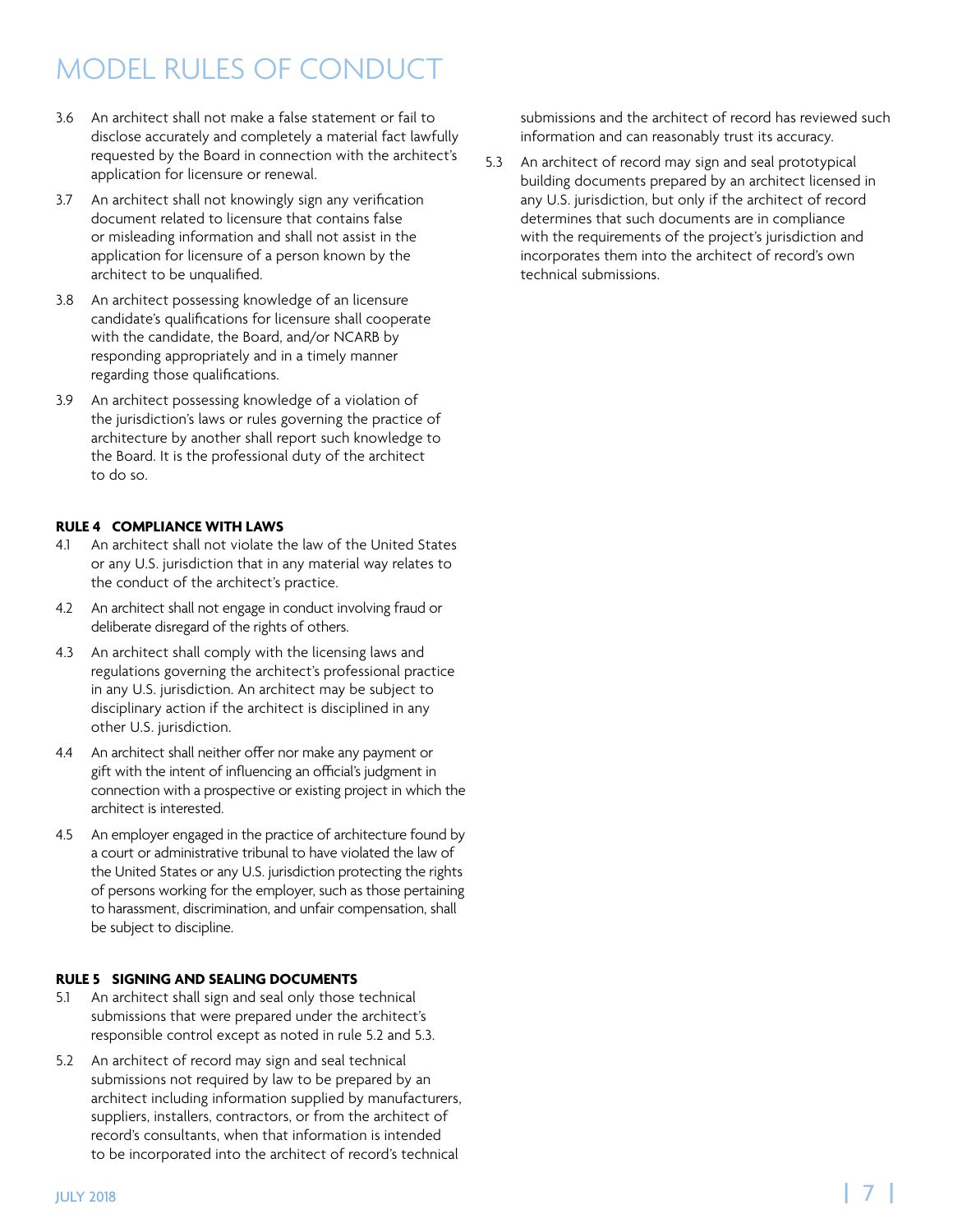# MODEL RULES OF CONDUCT

3.6 An architect shall not make a false statement or fail to disclose accurately and completely a material fact lawfully requested by the Board in connection with the architect's application for licensure or renewal.

3.7 An architect shall not knowingly sign any verification document related to licensure that contains false or misleading information and shall not assist in the application for licensure of a person known by the architect to be unqualified.

3.8 An architect possessing knowledge of an licensure candidate's qualifications for licensure shall cooperate with the candidate, the Board, and/or NCARB by responding appropriately and in a timely manner regarding those qualifications.

3.9 An architect possessing knowledge of a violation of the jurisdiction's laws or rules governing the practice of architecture by another shall report such knowledge to the Board. It is the professional duty of the architect to do so.

**RULE 4 COMPLIANCE WITH LAWS**

4.1 An architect shall not violate the law of the United States or any U.S. jurisdiction that in any material way relates to the conduct of the architect's practice.

4.2 An architect shall not engage in conduct involving fraud or deliberate disregard of the rights of others.

4.3 An architect shall comply with the licensing laws and regulations governing the architect's professional practice in any U.S. jurisdiction. An architect may be subject to disciplinary action if the architect is disciplined in any other U.S. jurisdiction.

4.4 An architect shall neither offer nor make any payment or gift with the intent of influencing an official's judgment in connection with a prospective or existing project in which the architect is interested.

4.5 An employer engaged in the practice of architecture found by a court or administrative tribunal to have violated the law of the United States or any U.S. jurisdiction protecting the rights of persons working for the employer, such as those pertaining to harassment, discrimination, and unfair compensation, shall be subject to discipline.

**RULE 5 SIGNING AND SEALING DOCUMENTS**

5.1 An architect shall sign and seal only those technical submissions that were prepared under the architect's responsible control except as noted in rule 5.2 and 5.3.

5.2 An architect of record may sign and seal technical submissions not required by law to be prepared by an architect including information supplied by manufacturers, suppliers, installers, contractors, or from the architect of record's consultants, when that information is intended to be incorporated into the architect of record's technical submissions and the architect of record has reviewed such information and can reasonably trust its accuracy.

5.3 An architect of record may sign and seal prototypical building documents prepared by an architect licensed in any U.S. jurisdiction, but only if the architect of record determines that such documents are in compliance with the requirements of the project's jurisdiction and incorporates them into the architect of record's own technical submissions.